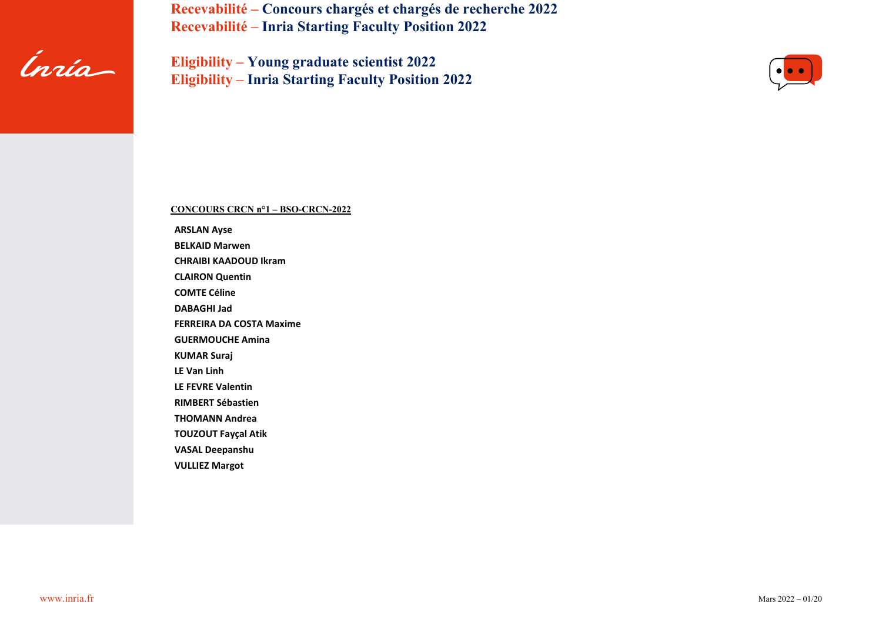# Recevabilité – Concours chargés et chargés de recherche 2022
# Recevabilité – Inria Starting Faculty Position 2022

# Eligibility – Young graduate scientist 2022
# Eligibility – Inria Starting Faculty Position 2022

**CONCOURS CRCN n°1 – BSO-CRCN-2022**

**ARSLAN Ayse**
**BELKAID Marwen**
**CHRAIBI KAADOUD Ikram**
**CLAIRON Quentin**
**COMTE Céline**
**DABAGHI Jad**
**FERREIRA DA COSTA Maxime**
**GUERMOUCHE Amina**
**KUMAR Suraj**
**LE Van Linh**
**LE FEVRE Valentin**
**RIMBERT Sébastien**
**THOMANN Andrea**
**TOUZOUT Fayçal Atik**
**VASAL Deepanshu**
**VULLIEZ Margot**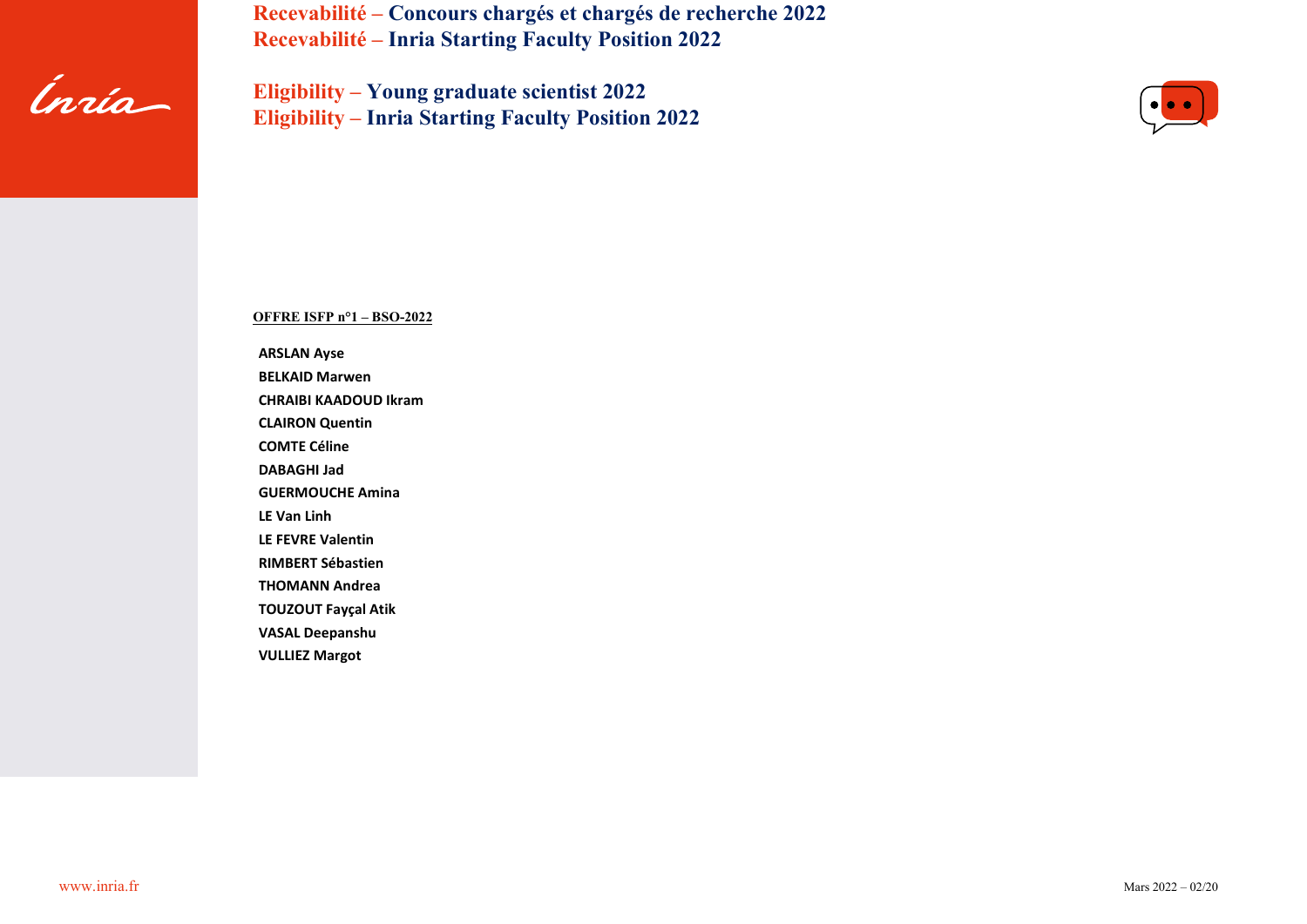**Recevabilité – Concours chargés et chargés de recherche 2022**
**Recevabilité – Inria Starting Faculty Position 2022**

**Eligibility – Young graduate scientist 2022**
**Eligibility – Inria Starting Faculty Position 2022**

**OFFRE ISFP n°1 – BSO-2022**

**ARSLAN Ayse**
**BELKAID Marwen**
**CHRAIBI KAADOUD Ikram**
**CLAIRON Quentin**
**COMTE Céline**
**DABAGHI Jad**
**GUERMOUCHE Amina**
**LE Van Linh**
**LE FEVRE Valentin**
**RIMBERT Sébastien**
**THOMANN Andrea**
**TOUZOUT Fayçal Atik**
**VASAL Deepanshu**
**VULLIEZ Margot**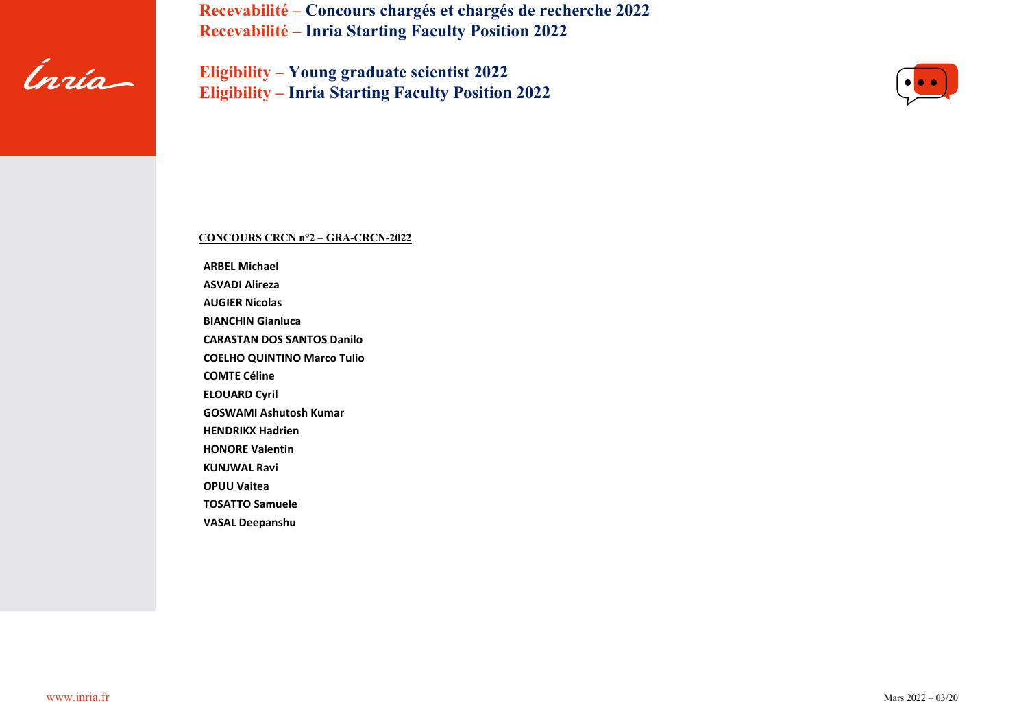**Recevabilité – Concours chargés et chargés de recherche 2022**
**Recevabilité – Inria Starting Faculty Position 2022**

**Eligibility – Young graduate scientist 2022**
**Eligibility – Inria Starting Faculty Position 2022**

**CONCOURS CRCN n°2 – GRA-CRCN-2022**

**ARBEL Michael**
**ASVADI Alireza**
**AUGIER Nicolas**
**BIANCHIN Gianluca**
**CARASTAN DOS SANTOS Danilo**
**COELHO QUINTINO Marco Tulio**
**COMTE Céline**
**ELOUARD Cyril**
**GOSWAMI Ashutosh Kumar**
**HENDRIKX Hadrien**
**HONORE Valentin**
**KUNJWAL Ravi**
**OPUU Vaitea**
**TOSATTO Samuele**
**VASAL Deepanshu**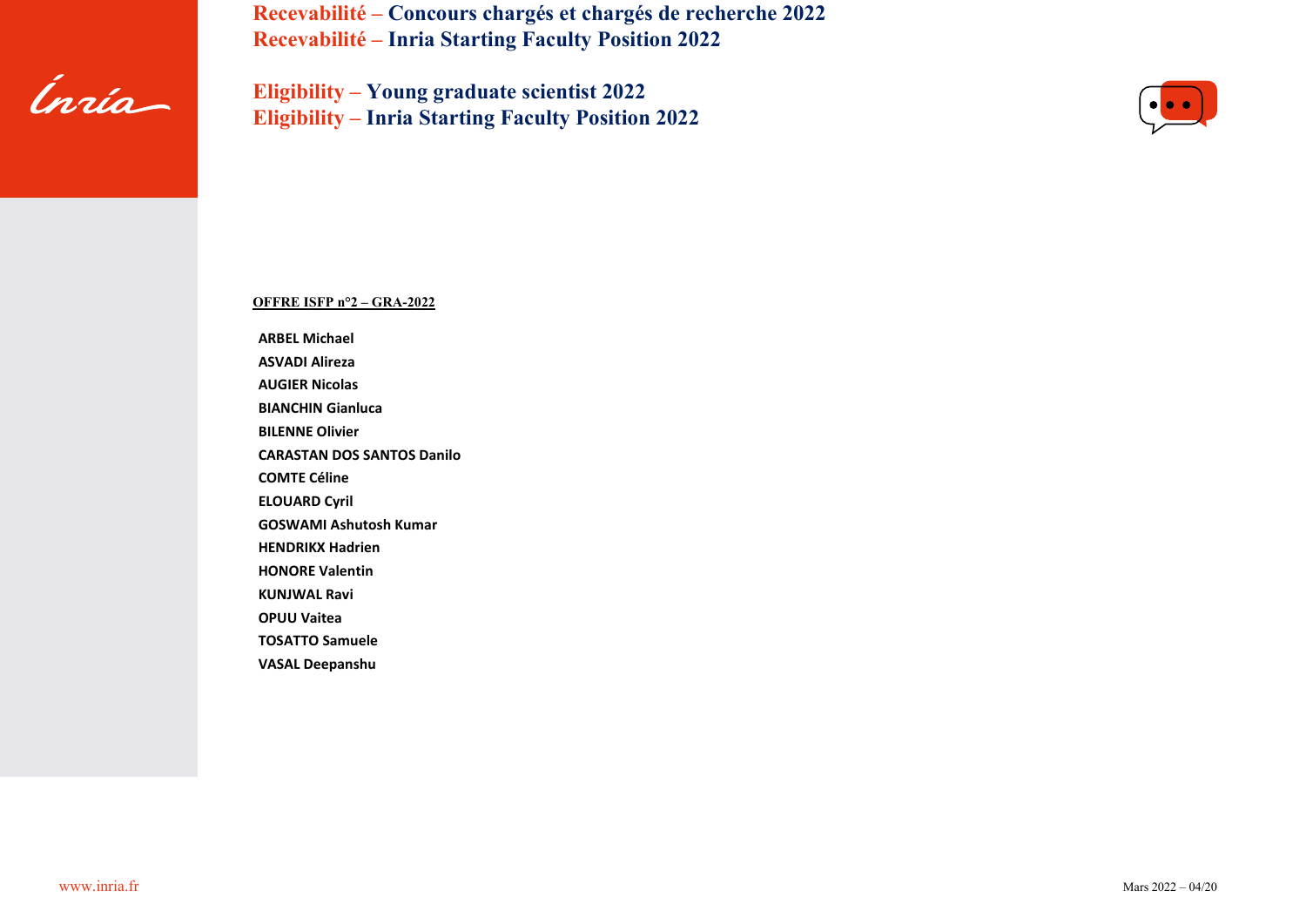# Recevabilité – Concours chargés et chargés de recherche 2022
# Recevabilité – Inria Starting Faculty Position 2022

# Eligibility – Young graduate scientist 2022
# Eligibility – Inria Starting Faculty Position 2022

**OFFRE ISFP n°2 – GRA-2022**

**ARBEL Michael**
**ASVADI Alireza**
**AUGIER Nicolas**
**BIANCHIN Gianluca**
**BILENNE Olivier**
**CARASTAN DOS SANTOS Danilo**
**COMTE Céline**
**ELOUARD Cyril**
**GOSWAMI Ashutosh Kumar**
**HENDRIKX Hadrien**
**HONORE Valentin**
**KUNJWAL Ravi**
**OPUU Vaitea**
**TOSATTO Samuele**
**VASAL Deepanshu**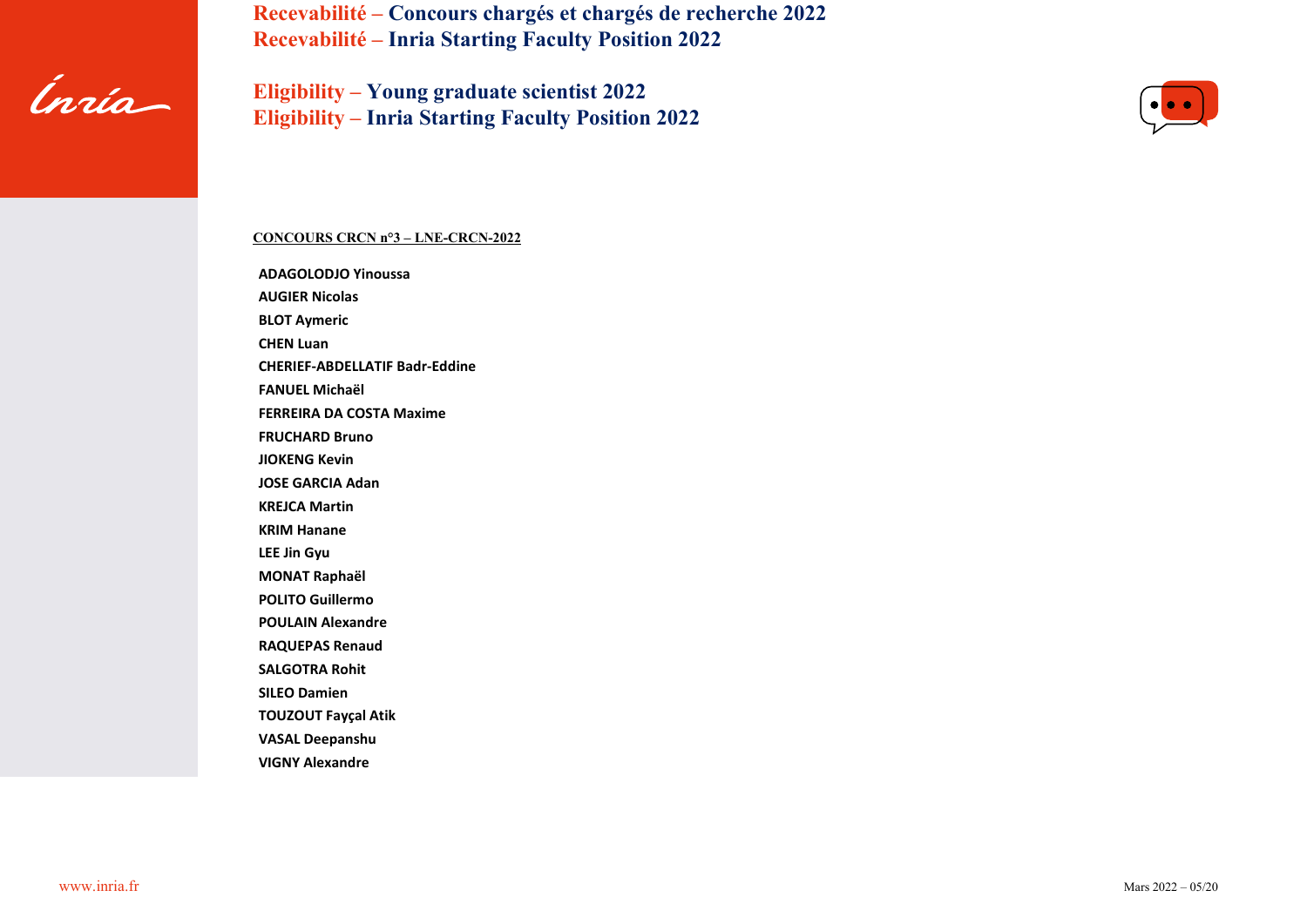# Recevabilité – Concours chargés et chargés de recherche 2022
# Recevabilité – Inria Starting Faculty Position 2022

# Eligibility – Young graduate scientist 2022
# Eligibility – Inria Starting Faculty Position 2022

**CONCOURS CRCN n°3 – LNE-CRCN-2022**

**ADAGOLODJO Yinoussa**
**AUGIER Nicolas**
**BLOT Aymeric**
**CHEN Luan**
**CHERIEF-ABDELLATIF Badr-Eddine**
**FANUEL Michaël**
**FERREIRA DA COSTA Maxime**
**FRUCHARD Bruno**
**JIOKENG Kevin**
**JOSE GARCIA Adan**
**KREJCA Martin**
**KRIM Hanane**
**LEE Jin Gyu**
**MONAT Raphaël**
**POLITO Guillermo**
**POULAIN Alexandre**
**RAQUEPAS Renaud**
**SALGOTRA Rohit**
**SILEO Damien**
**TOUZOUT Fayçal Atik**
**VASAL Deepanshu**
**VIGNY Alexandre**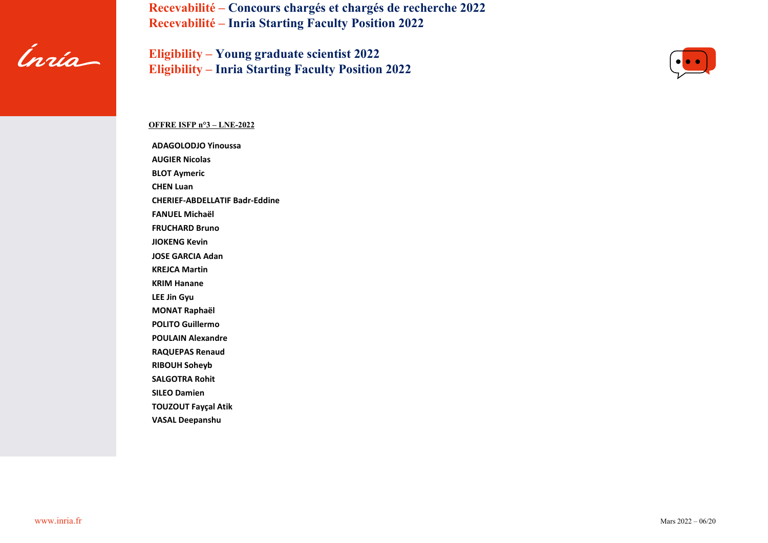# Recevabilité – Concours chargés et chargés de recherche 2022
# Recevabilité – Inria Starting Faculty Position 2022

# Eligibility – Young graduate scientist 2022
# Eligibility – Inria Starting Faculty Position 2022

**OFFRE ISFP n°3 – LNE-2022**

**ADAGOLODJO Yinoussa**
**AUGIER Nicolas**
**BLOT Aymeric**
**CHEN Luan**
**CHERIEF-ABDELLATIF Badr-Eddine**
**FANUEL Michaël**
**FRUCHARD Bruno**
**JIOKENG Kevin**
**JOSE GARCIA Adan**
**KREJCA Martin**
**KRIM Hanane**
**LEE Jin Gyu**
**MONAT Raphaël**
**POLITO Guillermo**
**POULAIN Alexandre**
**RAQUEPAS Renaud**
**RIBOUH Soheyb**
**SALGOTRA Rohit**
**SILEO Damien**
**TOUZOUT Fayçal Atik**
**VASAL Deepanshu**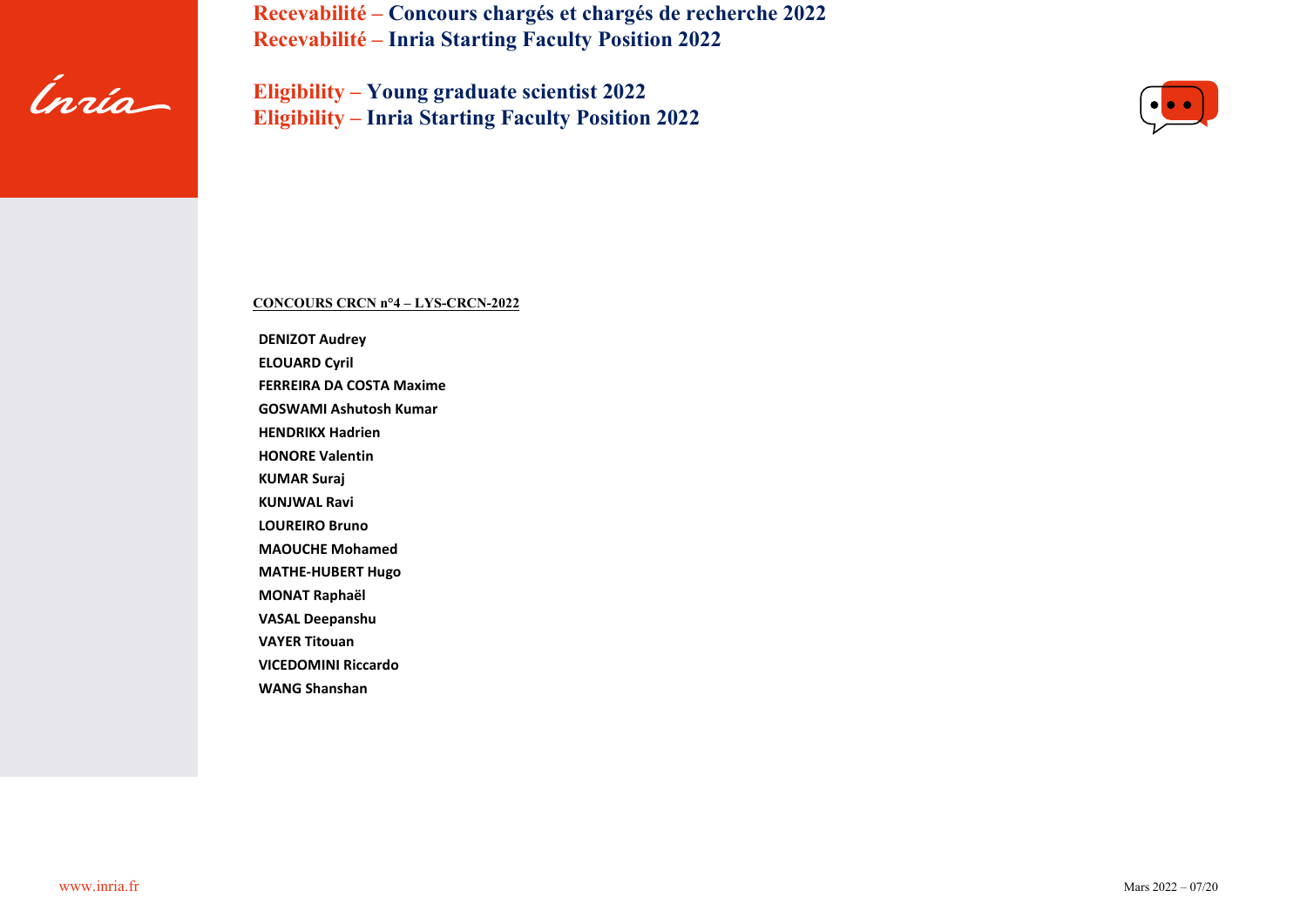**Recevabilité – Concours chargés et chargés de recherche 2022**
**Recevabilité – Inria Starting Faculty Position 2022**

**Eligibility – Young graduate scientist 2022**
**Eligibility – Inria Starting Faculty Position 2022**

## CONCOURS CRCN n°4 – LYS-CRCN-2022

**DENIZOT Audrey**
**ELOUARD Cyril**
**FERREIRA DA COSTA Maxime**
**GOSWAMI Ashutosh Kumar**
**HENDRIKX Hadrien**
**HONORE Valentin**
**KUMAR Suraj**
**KUNJWAL Ravi**
**LOUREIRO Bruno**
**MAOUCHE Mohamed**
**MATHE-HUBERT Hugo**
**MONAT Raphaël**
**VASAL Deepanshu**
**VAYER Titouan**
**VICEDOMINI Riccardo**
**WANG Shanshan**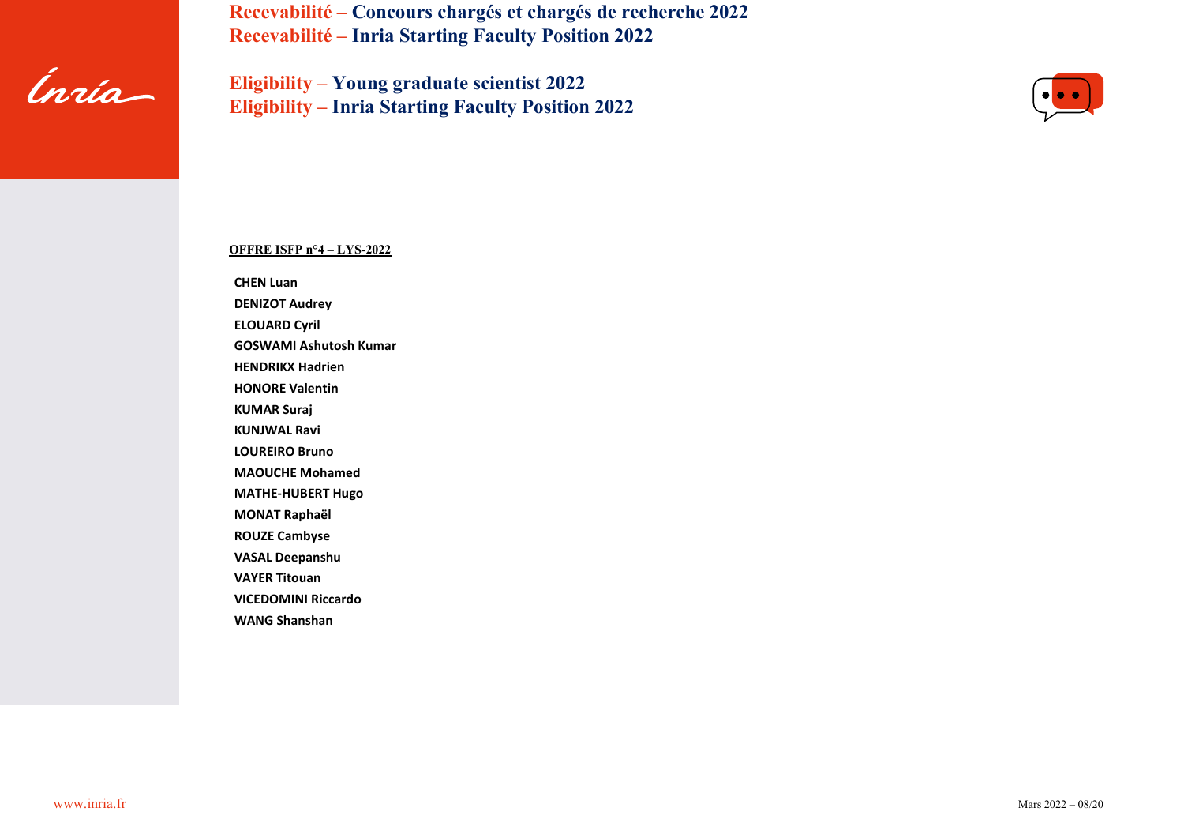**Recevabilité – Concours chargés et chargés de recherche 2022**
**Recevabilité – Inria Starting Faculty Position 2022**

**Eligibility – Young graduate scientist 2022**
**Eligibility – Inria Starting Faculty Position 2022**

**OFFRE ISFP n°4 – LYS-2022**

**CHEN Luan**
**DENIZOT Audrey**
**ELOUARD Cyril**
**GOSWAMI Ashutosh Kumar**
**HENDRIKX Hadrien**
**HONORE Valentin**
**KUMAR Suraj**
**KUNJWAL Ravi**
**LOUREIRO Bruno**
**MAOUCHE Mohamed**
**MATHE-HUBERT Hugo**
**MONAT Raphaël**
**ROUZE Cambyse**
**VASAL Deepanshu**
**VAYER Titouan**
**VICEDOMINI Riccardo**
**WANG Shanshan**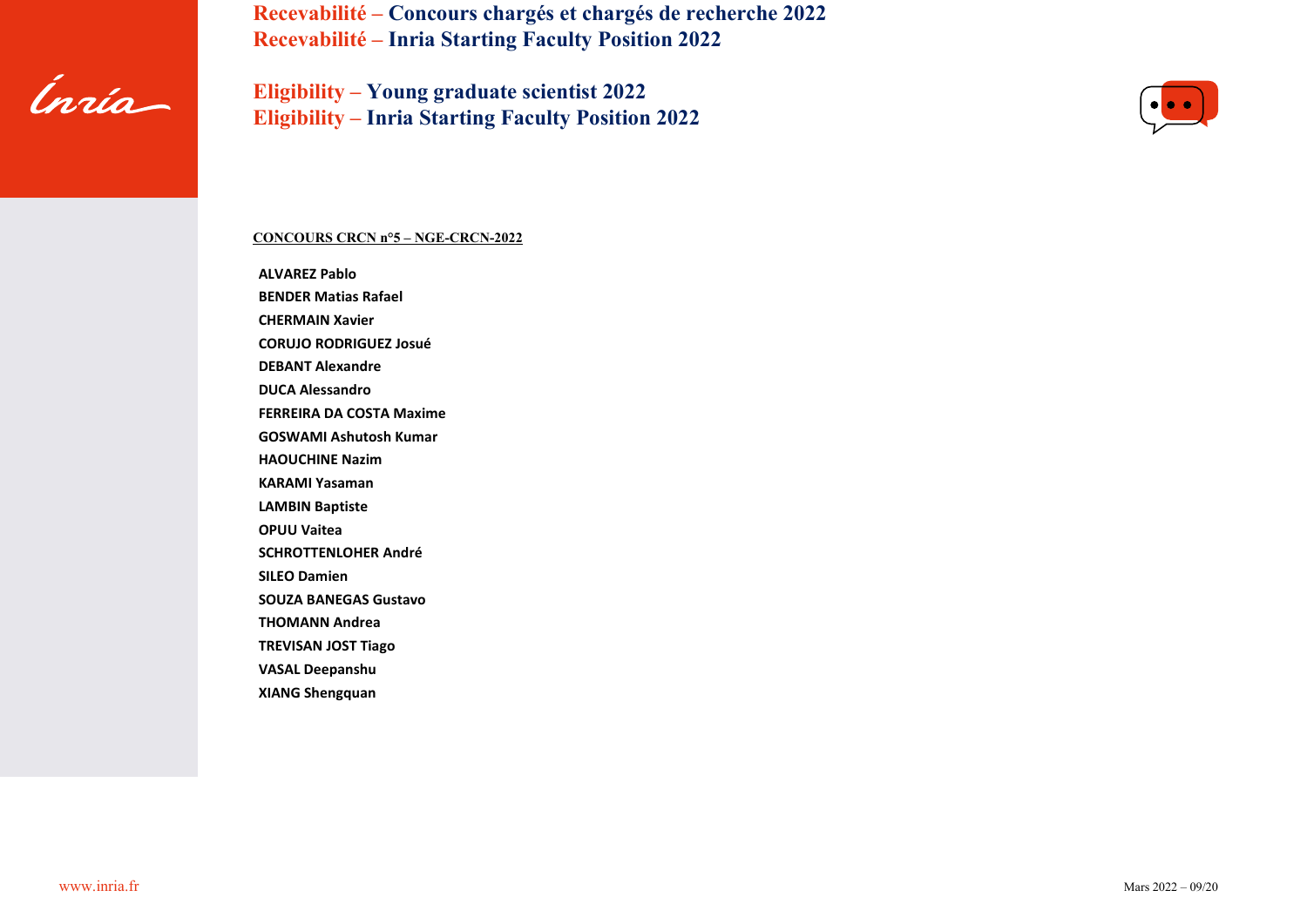# Recevabilité – Concours chargés et chargés de recherche 2022
# Recevabilité – Inria Starting Faculty Position 2022

# Eligibility – Young graduate scientist 2022
# Eligibility – Inria Starting Faculty Position 2022

**CONCOURS CRCN n°5 – NGE-CRCN-2022**

**ALVAREZ Pablo**
**BENDER Matias Rafael**
**CHERMAIN Xavier**
**CORUJO RODRIGUEZ Josué**
**DEBANT Alexandre**
**DUCA Alessandro**
**FERREIRA DA COSTA Maxime**
**GOSWAMI Ashutosh Kumar**
**HAOUCHINE Nazim**
**KARAMI Yasaman**
**LAMBIN Baptiste**
**OPUU Vaitea**
**SCHROTTENLOHER André**
**SILEO Damien**
**SOUZA BANEGAS Gustavo**
**THOMANN Andrea**
**TREVISAN JOST Tiago**
**VASAL Deepanshu**
**XIANG Shengquan**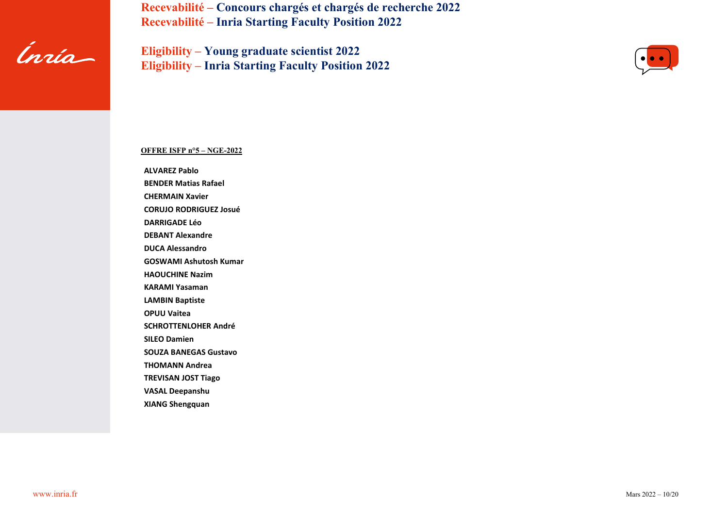# Recevabilité – Concours chargés et chargés de recherche 2022
# Recevabilité – Inria Starting Faculty Position 2022

# Eligibility – Young graduate scientist 2022
# Eligibility – Inria Starting Faculty Position 2022

**OFFRE ISFP n°5 – NGE-2022**

**ALVAREZ Pablo**
**BENDER Matias Rafael**
**CHERMAIN Xavier**
**CORUJO RODRIGUEZ Josué**
**DARRIGADE Léo**
**DEBANT Alexandre**
**DUCA Alessandro**
**GOSWAMI Ashutosh Kumar**
**HAOUCHINE Nazim**
**KARAMI Yasaman**
**LAMBIN Baptiste**
**OPUU Vaitea**
**SCHROTTENLOHER André**
**SILEO Damien**
**SOUZA BANEGAS Gustavo**
**THOMANN Andrea**
**TREVISAN JOST Tiago**
**VASAL Deepanshu**
**XIANG Shengquan**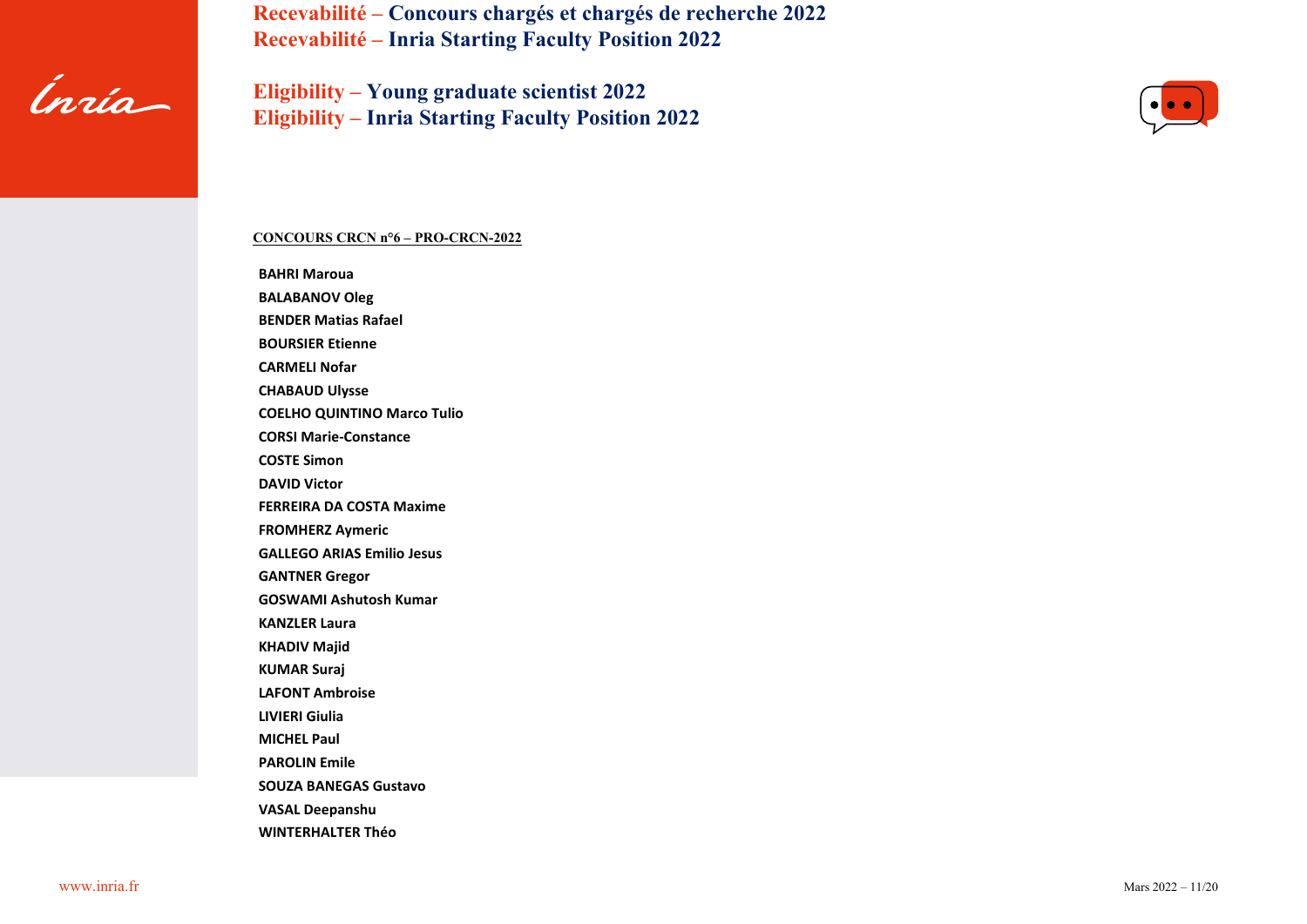**Recevabilité – Concours chargés et chargés de recherche 2022**
**Recevabilité – Inria Starting Faculty Position 2022**

**Eligibility – Young graduate scientist 2022**
**Eligibility – Inria Starting Faculty Position 2022**

**CONCOURS CRCN n°6 – PRO-CRCN-2022**

**BAHRI Maroua**
**BALABANOV Oleg**
**BENDER Matias Rafael**
**BOURSIER Etienne**
**CARMELI Nofar**
**CHABAUD Ulysse**
**COELHO QUINTINO Marco Tulio**
**CORSI Marie-Constance**
**COSTE Simon**
**DAVID Victor**
**FERREIRA DA COSTA Maxime**
**FROMHERZ Aymeric**
**GALLEGO ARIAS Emilio Jesus**
**GANTNER Gregor**
**GOSWAMI Ashutosh Kumar**
**KANZLER Laura**
**KHADIV Majid**
**KUMAR Suraj**
**LAFONT Ambroise**
**LIVIERI Giulia**
**MICHEL Paul**
**PAROLIN Emile**
**SOUZA BANEGAS Gustavo**
**VASAL Deepanshu**
**WINTERHALTER Théo**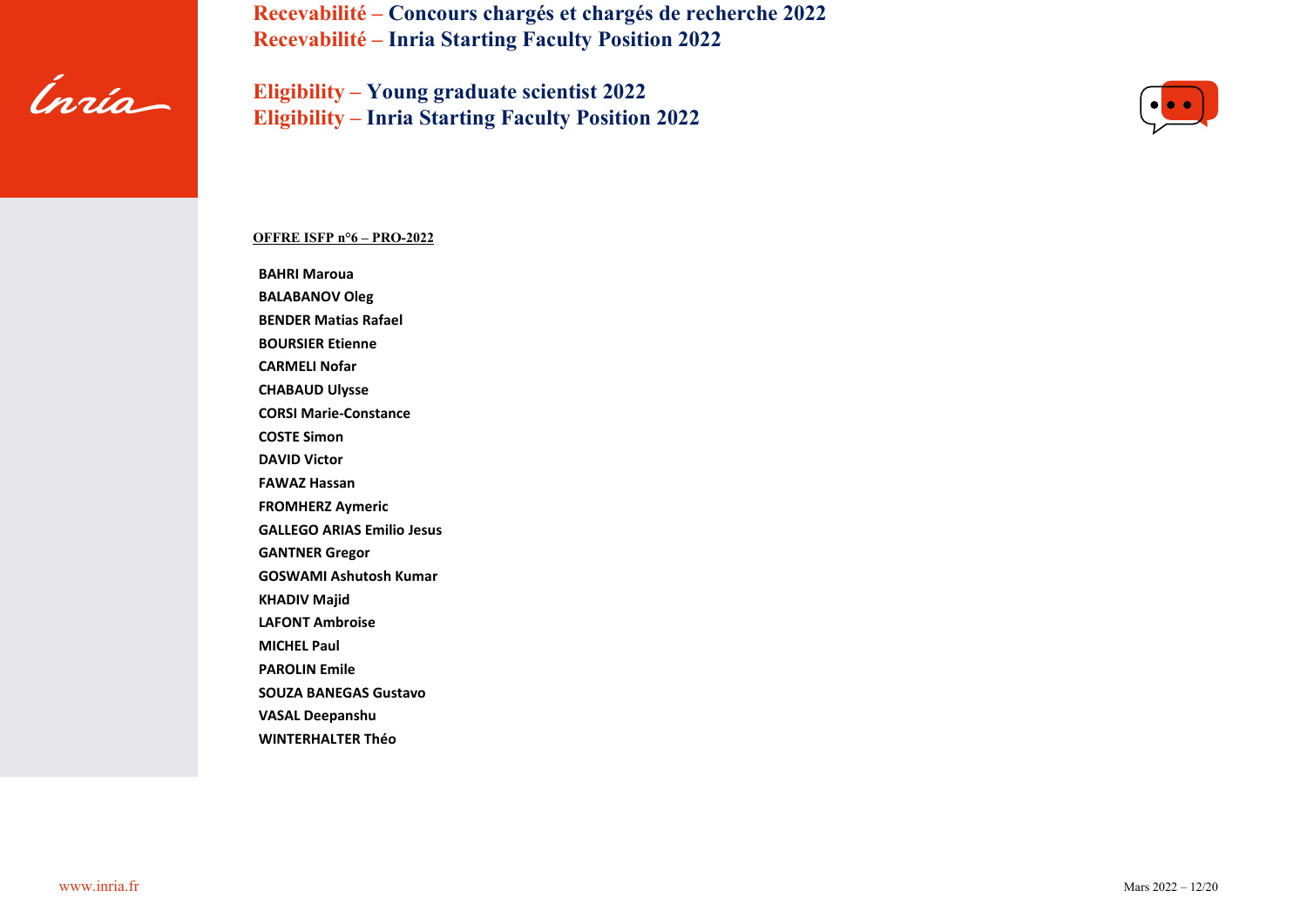**Recevabilité – Concours chargés et chargés de recherche 2022**
**Recevabilité – Inria Starting Faculty Position 2022**

**Eligibility – Young graduate scientist 2022**
**Eligibility – Inria Starting Faculty Position 2022**

**OFFRE ISFP n°6 – PRO-2022**

**BAHRI Maroua**
**BALABANOV Oleg**
**BENDER Matias Rafael**
**BOURSIER Etienne**
**CARMELI Nofar**
**CHABAUD Ulysse**
**CORSI Marie-Constance**
**COSTE Simon**
**DAVID Victor**
**FAWAZ Hassan**
**FROMHERZ Aymeric**
**GALLEGO ARIAS Emilio Jesus**
**GANTNER Gregor**
**GOSWAMI Ashutosh Kumar**
**KHADIV Majid**
**LAFONT Ambroise**
**MICHEL Paul**
**PAROLIN Emile**
**SOUZA BANEGAS Gustavo**
**VASAL Deepanshu**
**WINTERHALTER Théo**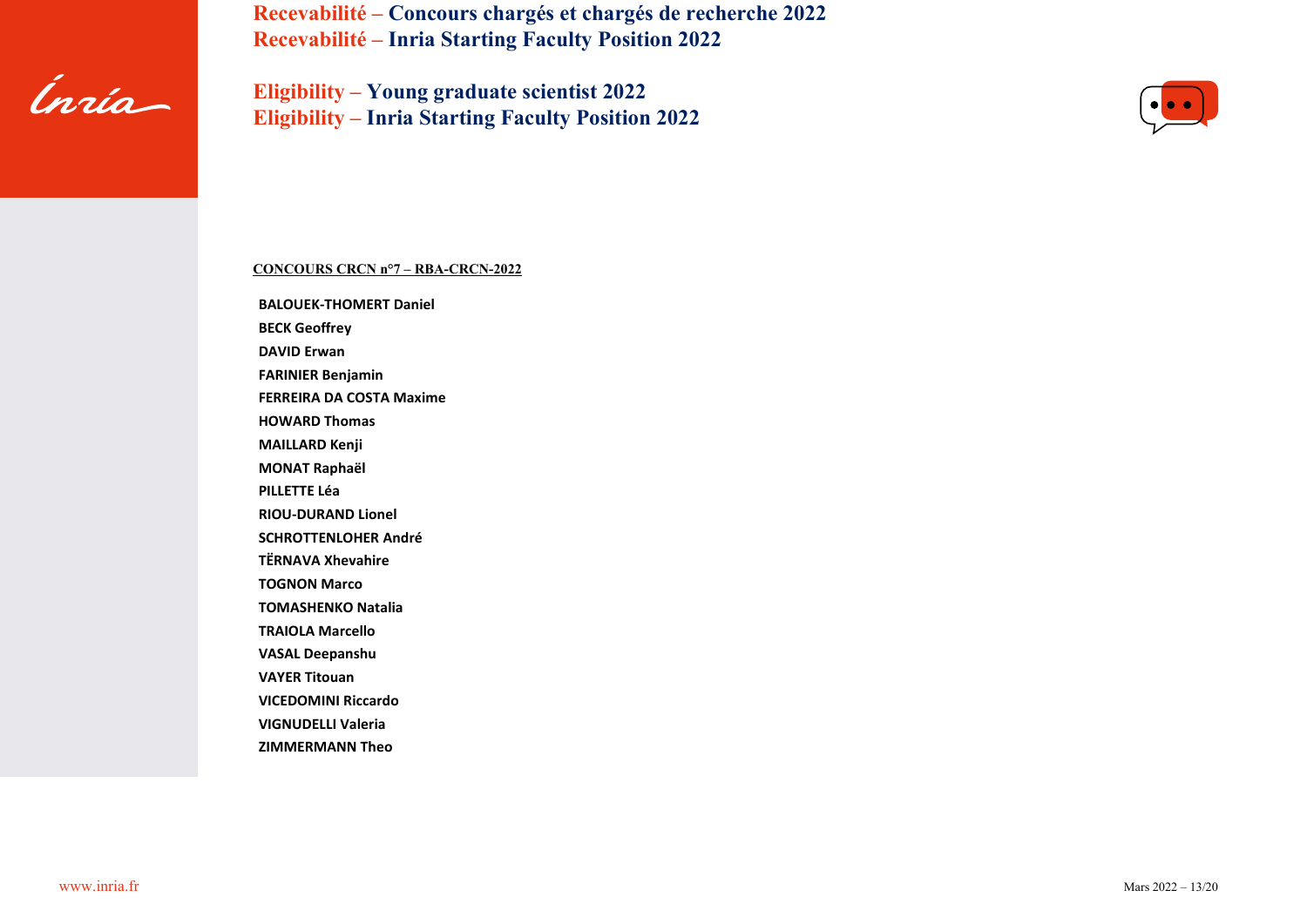# Recevabilité – Concours chargés et chargés de recherche 2022
# Recevabilité – Inria Starting Faculty Position 2022

# Eligibility – Young graduate scientist 2022
# Eligibility – Inria Starting Faculty Position 2022

**CONCOURS CRCN n°7 – RBA-CRCN-2022**

**BALOUEK-THOMERT Daniel**
**BECK Geoffrey**
**DAVID Erwan**
**FARINIER Benjamin**
**FERREIRA DA COSTA Maxime**
**HOWARD Thomas**
**MAILLARD Kenji**
**MONAT Raphaël**
**PILLETTE Léa**
**RIOU-DURAND Lionel**
**SCHROTTENLOHER André**
**TËRNAVA Xhevahire**
**TOGNON Marco**
**TOMASHENKO Natalia**
**TRAIOLA Marcello**
**VASAL Deepanshu**
**VAYER Titouan**
**VICEDOMINI Riccardo**
**VIGNUDELLI Valeria**
**ZIMMERMANN Theo**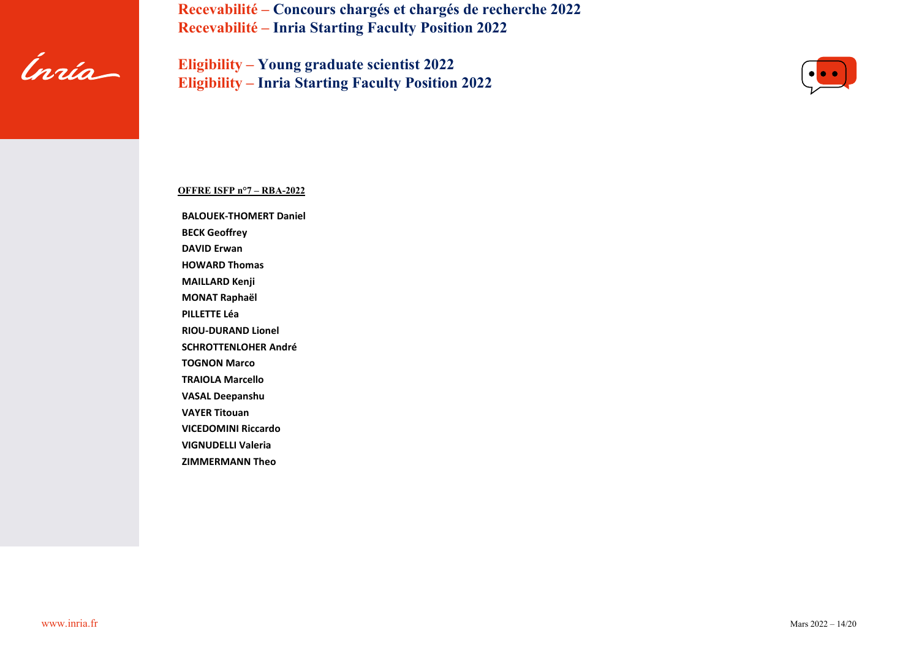**Recevabilité – Concours chargés et chargés de recherche 2022**
**Recevabilité – Inria Starting Faculty Position 2022**

**Eligibility – Young graduate scientist 2022**
**Eligibility – Inria Starting Faculty Position 2022**

**OFFRE ISFP n°7 – RBA-2022**

**BALOUEK-THOMERT Daniel**
**BECK Geoffrey**
**DAVID Erwan**
**HOWARD Thomas**
**MAILLARD Kenji**
**MONAT Raphaël**
**PILLETTE Léa**
**RIOU-DURAND Lionel**
**SCHROTTENLOHER André**
**TOGNON Marco**
**TRAIOLA Marcello**
**VASAL Deepanshu**
**VAYER Titouan**
**VICEDOMINI Riccardo**
**VIGNUDELLI Valeria**
**ZIMMERMANN Theo**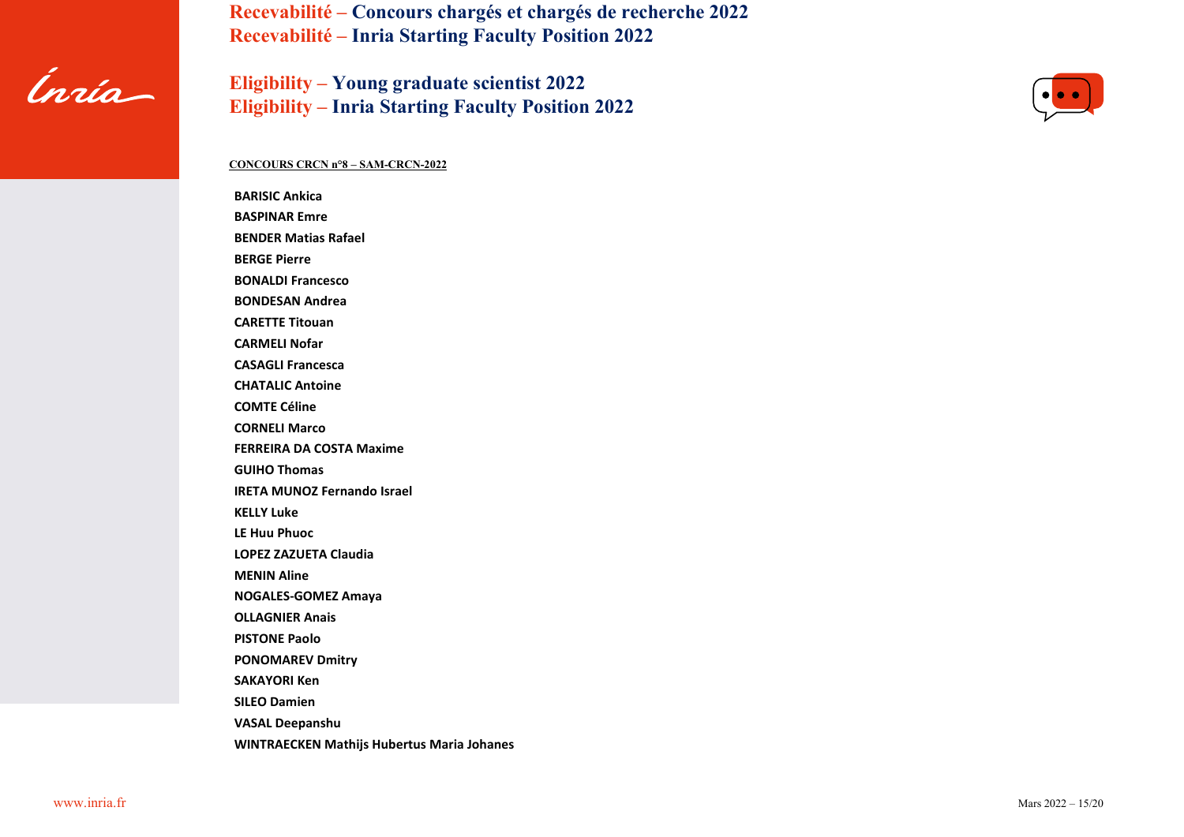# Recevabilité – Concours chargés et chargés de recherche 2022
# Recevabilité – Inria Starting Faculty Position 2022

# Eligibility – Young graduate scientist 2022
# Eligibility – Inria Starting Faculty Position 2022

**CONCOURS CRCN n°8 – SAM-CRCN-2022**

**BARISIC Ankica**
**BASPINAR Emre**
**BENDER Matias Rafael**
**BERGE Pierre**
**BONALDI Francesco**
**BONDESAN Andrea**
**CARETTE Titouan**
**CARMELI Nofar**
**CASAGLI Francesca**
**CHATALIC Antoine**
**COMTE Céline**
**CORNELI Marco**
**FERREIRA DA COSTA Maxime**
**GUIHO Thomas**
**IRETA MUNOZ Fernando Israel**
**KELLY Luke**
**LE Huu Phuoc**
**LOPEZ ZAZUETA Claudia**
**MENIN Aline**
**NOGALES-GOMEZ Amaya**
**OLLAGNIER Anais**
**PISTONE Paolo**
**PONOMAREV Dmitry**
**SAKAYORI Ken**
**SILEO Damien**
**VASAL Deepanshu**
**WINTRAECKEN Mathijs Hubertus Maria Johanes**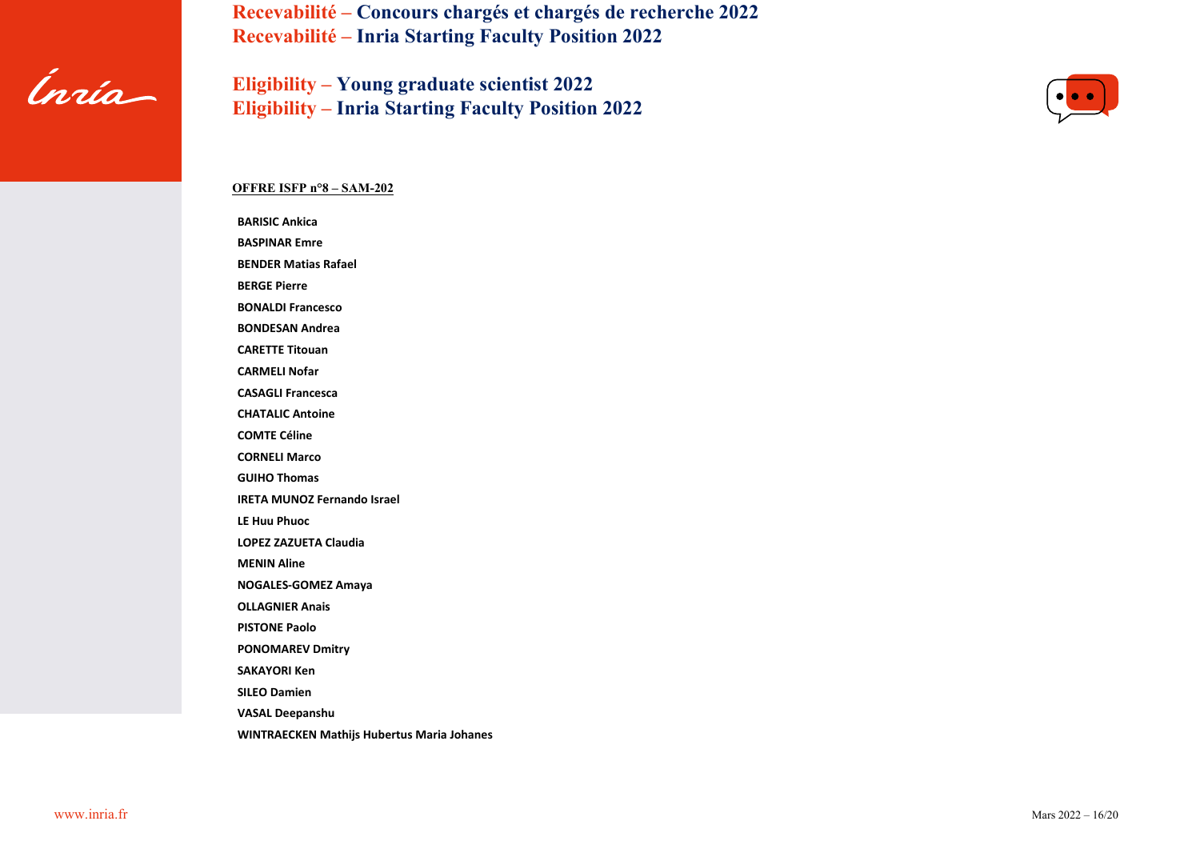# Recevabilité – Concours chargés et chargés de recherche 2022
# Recevabilité – Inria Starting Faculty Position 2022

# Eligibility – Young graduate scientist 2022
# Eligibility – Inria Starting Faculty Position 2022

**OFFRE ISFP n°8 – SAM-202**

**BARISIC Ankica**
**BASPINAR Emre**
**BENDER Matias Rafael**
**BERGE Pierre**
**BONALDI Francesco**
**BONDESAN Andrea**
**CARETTE Titouan**
**CARMELI Nofar**
**CASAGLI Francesca**
**CHATALIC Antoine**
**COMTE Céline**
**CORNELI Marco**
**GUIHO Thomas**
**IRETA MUNOZ Fernando Israel**
**LE Huu Phuoc**
**LOPEZ ZAZUETA Claudia**
**MENIN Aline**
**NOGALES-GOMEZ Amaya**
**OLLAGNIER Anais**
**PISTONE Paolo**
**PONOMAREV Dmitry**
**SAKAYORI Ken**
**SILEO Damien**
**VASAL Deepanshu**
**WINTRAECKEN Mathijs Hubertus Maria Johanes**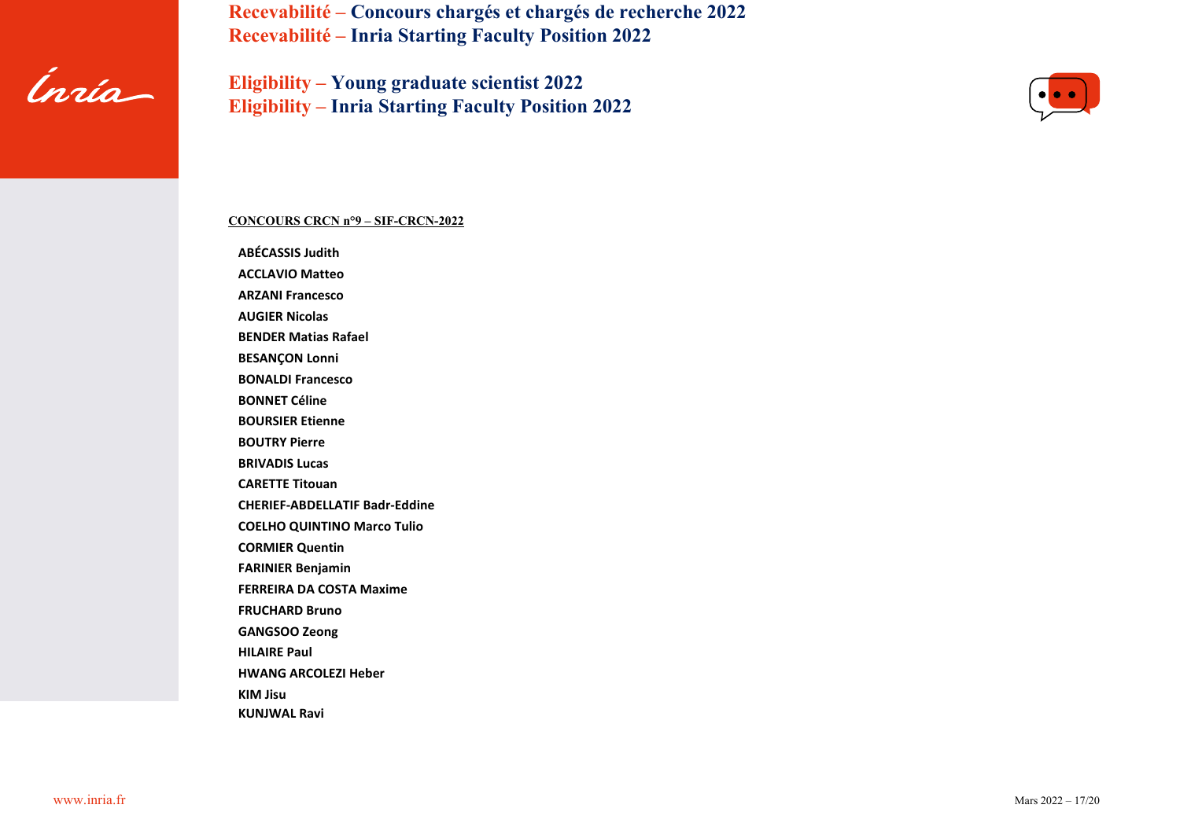# Recevabilité – Concours chargés et chargés de recherche 2022
# Recevabilité – Inria Starting Faculty Position 2022

# Eligibility – Young graduate scientist 2022
# Eligibility – Inria Starting Faculty Position 2022

**CONCOURS CRCN n°9 – SIF-CRCN-2022**

**ABÉCASSIS Judith**
**ACCLAVIO Matteo**
**ARZANI Francesco**
**AUGIER Nicolas**
**BENDER Matias Rafael**
**BESANÇON Lonni**
**BONALDI Francesco**
**BONNET Céline**
**BOURSIER Etienne**
**BOUTRY Pierre**
**BRIVADIS Lucas**
**CARETTE Titouan**
**CHERIEF-ABDELLATIF Badr-Eddine**
**COELHO QUINTINO Marco Tulio**
**CORMIER Quentin**
**FARINIER Benjamin**
**FERREIRA DA COSTA Maxime**
**FRUCHARD Bruno**
**GANGSOO Zeong**
**HILAIRE Paul**
**HWANG ARCOLEZI Heber**
**KIM Jisu**
**KUNJWAL Ravi**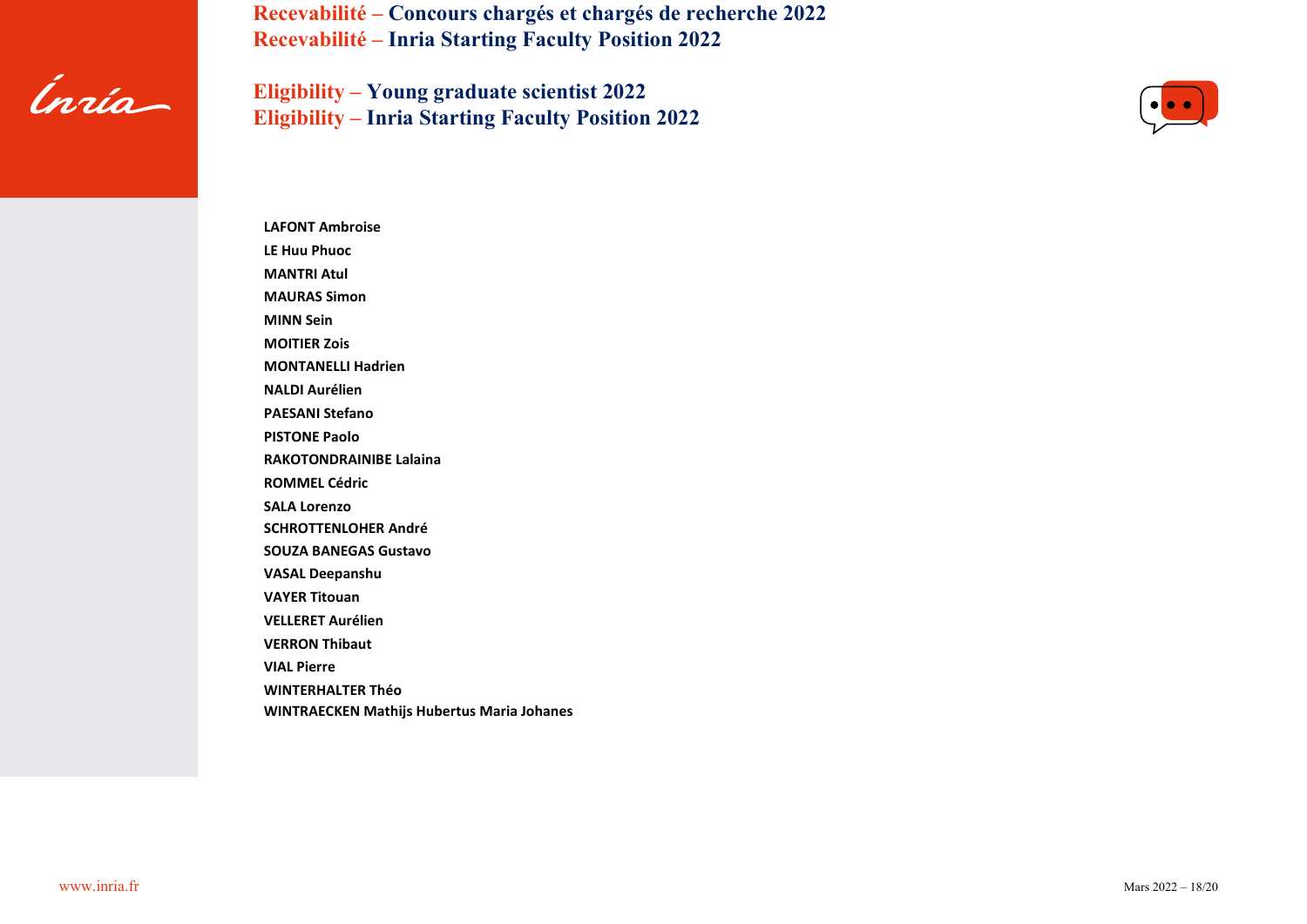**Recevabilité – Concours chargés et chargés de recherche 2022**
**Recevabilité – Inria Starting Faculty Position 2022**

**Eligibility – Young graduate scientist 2022**
**Eligibility – Inria Starting Faculty Position 2022**

**LAFONT Ambroise**
**LE Huu Phuoc**
**MANTRI Atul**
**MAURAS Simon**
**MINN Sein**
**MOITIER Zois**
**MONTANELLI Hadrien**
**NALDI Aurélien**
**PAESANI Stefano**
**PISTONE Paolo**
**RAKOTONDRAINIBE Lalaina**
**ROMMEL Cédric**
**SALA Lorenzo**
**SCHROTTENLOHER André**
**SOUZA BANEGAS Gustavo**
**VASAL Deepanshu**
**VAYER Titouan**
**VELLERET Aurélien**
**VERRON Thibaut**
**VIAL Pierre**
**WINTERHALTER Théo**
**WINTRAECKEN Mathijs Hubertus Maria Johanes**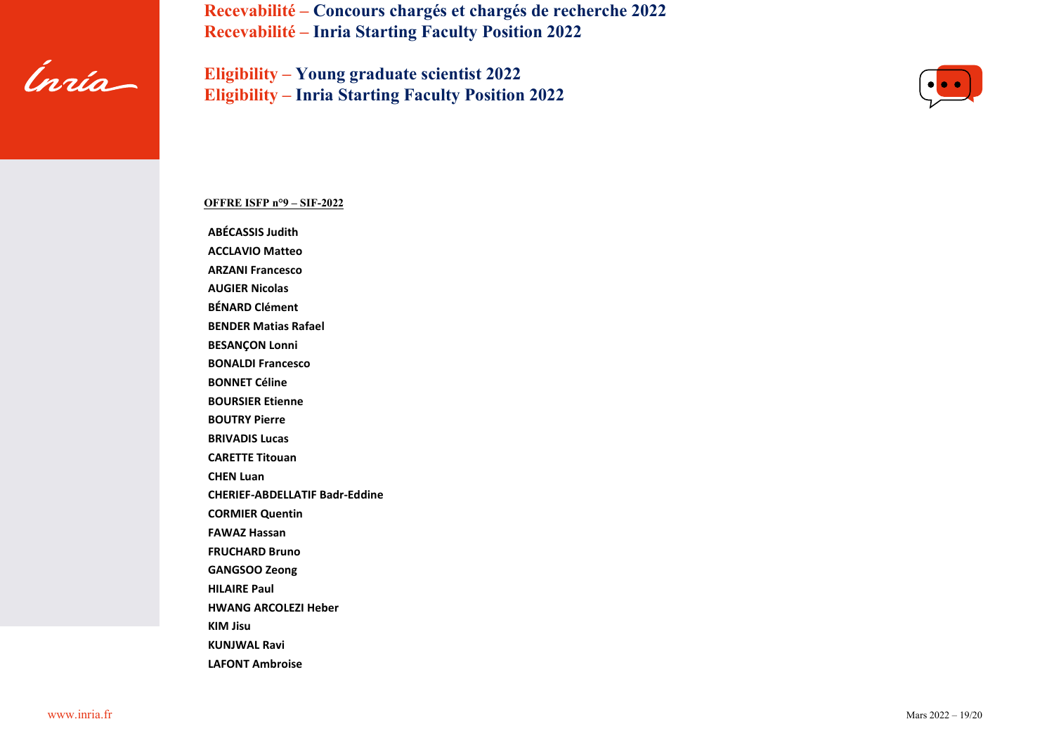# Recevabilité – Concours chargés et chargés de recherche 2022
# Recevabilité – Inria Starting Faculty Position 2022

# Eligibility – Young graduate scientist 2022
# Eligibility – Inria Starting Faculty Position 2022

**OFFRE ISFP n°9 – SIF-2022**

**ABÉCASSIS Judith**
**ACCLAVIO Matteo**
**ARZANI Francesco**
**AUGIER Nicolas**
**BÉNARD Clément**
**BENDER Matias Rafael**
**BESANÇON Lonni**
**BONALDI Francesco**
**BONNET Céline**
**BOURSIER Etienne**
**BOUTRY Pierre**
**BRIVADIS Lucas**
**CARETTE Titouan**
**CHEN Luan**
**CHERIEF-ABDELLATIF Badr-Eddine**
**CORMIER Quentin**
**FAWAZ Hassan**
**FRUCHARD Bruno**
**GANGSOO Zeong**
**HILAIRE Paul**
**HWANG ARCOLEZI Heber**
**KIM Jisu**
**KUNJWAL Ravi**
**LAFONT Ambroise**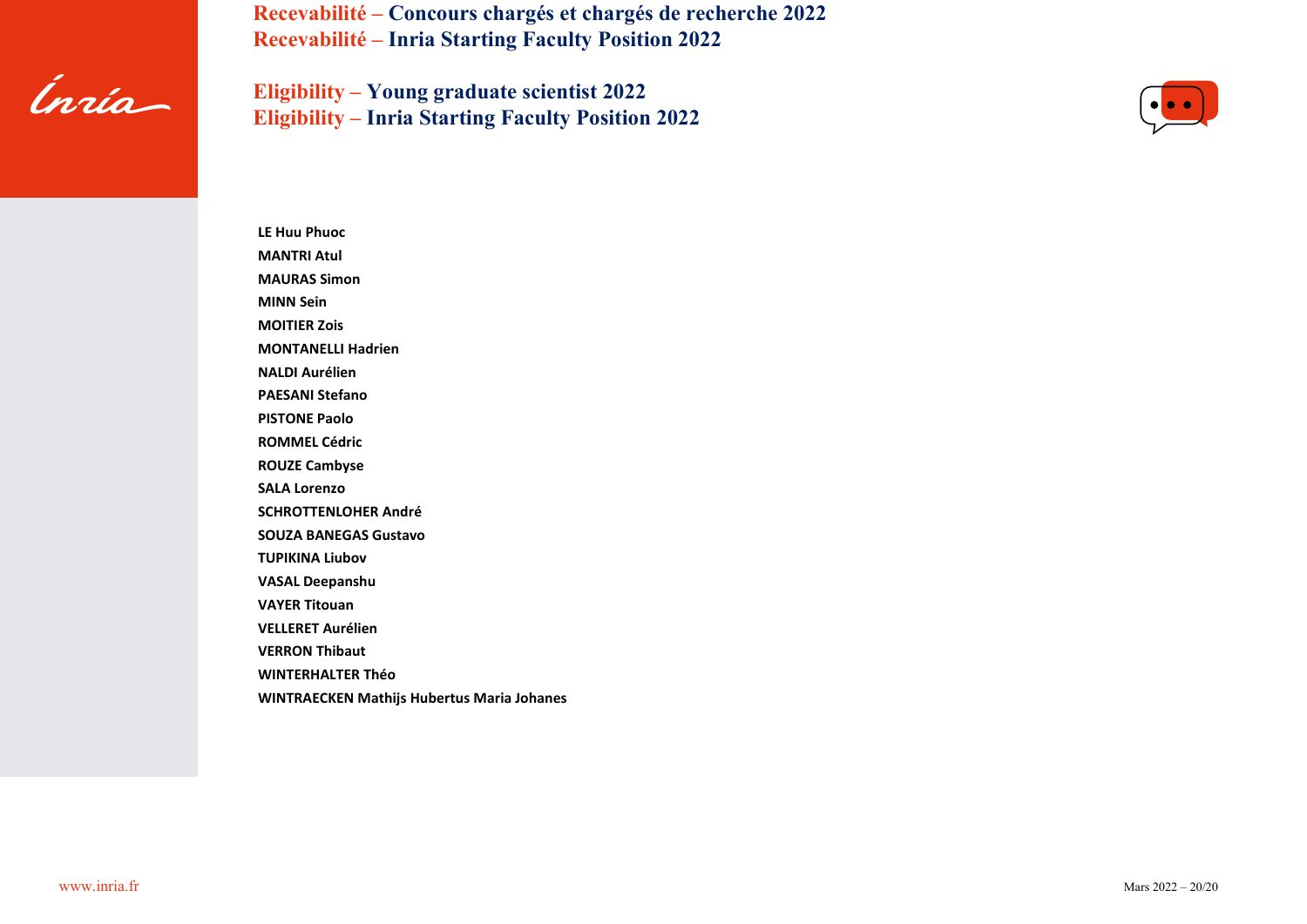**Recevabilité – Concours chargés et chargés de recherche 2022**
**Recevabilité – Inria Starting Faculty Position 2022**

**Eligibility – Young graduate scientist 2022**
**Eligibility – Inria Starting Faculty Position 2022**

**LE Huu Phuoc**
**MANTRI Atul**
**MAURAS Simon**
**MINN Sein**
**MOITIER Zois**
**MONTANELLI Hadrien**
**NALDI Aurélien**
**PAESANI Stefano**
**PISTONE Paolo**
**ROMMEL Cédric**
**ROUZE Cambyse**
**SALA Lorenzo**
**SCHROTTENLOHER André**
**SOUZA BANEGAS Gustavo**
**TUPIKINA Liubov**
**VASAL Deepanshu**
**VAYER Titouan**
**VELLERET Aurélien**
**VERRON Thibaut**
**WINTERHALTER Théo**
**WINTRAECKEN Mathijs Hubertus Maria Johanes**